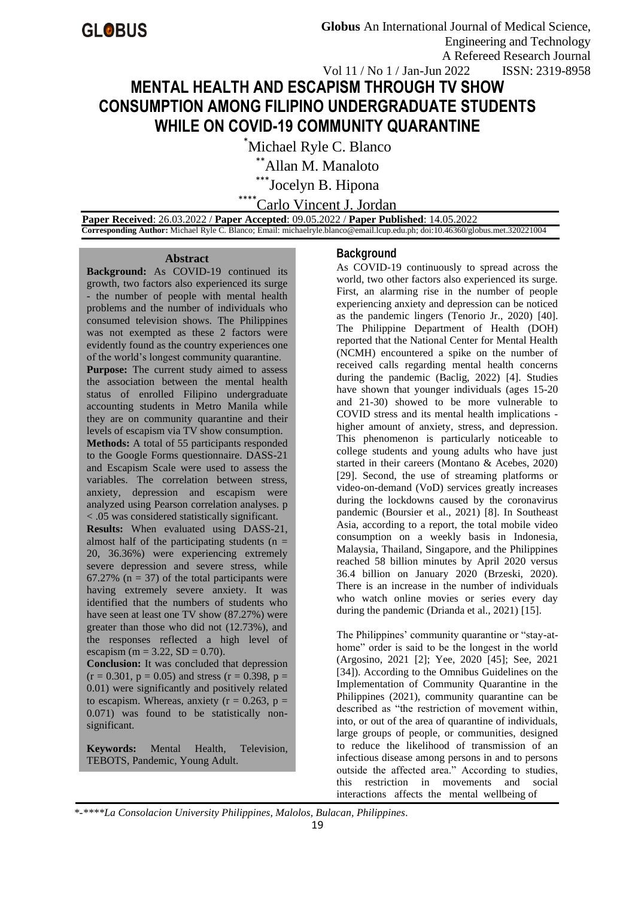# MENTAL HEALTH AND ESCAPISM THROUGH TV SHOW CONSUMPTION AMONG FILIPINO UNDERGRADUATE STUDENTS WHILE ON COVID-19 COMMUNITY QUARANTINE

[*]Michael Ryle C. Blanco

[**]Allan M. Manaloto

[***]Jocelyn B. Hipona

[****]Carlo Vincent J. Jordan

**Paper Received**: 26.03.2022 / **Paper Accepted**: 09.05.2022 / **Paper Published**: 14.05.2022

**Corresponding Author:** Michael Ryle C. Blanco; Email: michaelryle.blanco@email.lcup.edu.ph; doi:10.46360/globus.met.320221004

## Abstract

**Background:** As COVID-19 continued its growth, two factors also experienced its surge - the number of people with mental health problems and the number of individuals who consumed television shows. The Philippines was not exempted as these 2 factors were evidently found as the country experiences one of the world's longest community quarantine.

**Purpose:** The current study aimed to assess the association between the mental health status of enrolled Filipino undergraduate accounting students in Metro Manila while they are on community quarantine and their levels of escapism via TV show consumption.

**Methods:** A total of 55 participants responded to the Google Forms questionnaire. DASS-21 and Escapism Scale were used to assess the variables. The correlation between stress, anxiety, depression and escapism were analyzed using Pearson correlation analyses. $p < .05$ was considered statistically significant.

**Results:** When evaluated using DASS-21, almost half of the participating students ($n = 20$, 36.36%) were experiencing extremely severe depression and severe stress, while 67.27% ($n = 37$) of the total participants were having extremely severe anxiety. It was identified that the numbers of students who have seen at least one TV show (87.27%) were greater than those who did not (12.73%), and the responses reflected a high level of escapism ($m = 3.22$, $SD = 0.70$).

**Conclusion:** It was concluded that depression ($r = 0.301$, $p = 0.05$) and stress ($r = 0.398$, $p = 0.01$) were significantly and positively related to escapism. Whereas, anxiety ($r = 0.263$, $p = 0.071$) was found to be statistically non-significant.

**Keywords:** Mental Health, Television, TEBOTS, Pandemic, Young Adult.

## Background

As COVID-19 continuously to spread across the world, two other factors also experienced its surge. First, an alarming rise in the number of people experiencing anxiety and depression can be noticed as the pandemic lingers (Tenorio Jr., 2020) [40]. The Philippine Department of Health (DOH) reported that the National Center for Mental Health (NCMH) encountered a spike on the number of received calls regarding mental health concerns during the pandemic (Baclig, 2022) [4]. Studies have shown that younger individuals (ages 15-20 and 21-30) showed to be more vulnerable to COVID stress and its mental health implications - higher amount of anxiety, stress, and depression. This phenomenon is particularly noticeable to college students and young adults who have just started in their careers (Montano & Acebes, 2020) [29]. Second, the use of streaming platforms or video-on-demand (VoD) services greatly increases during the lockdowns caused by the coronavirus pandemic (Boursier et al., 2021) [8]. In Southeast Asia, according to a report, the total mobile video consumption on a weekly basis in Indonesia, Malaysia, Thailand, Singapore, and the Philippines reached 58 billion minutes by April 2020 versus 36.4 billion on January 2020 (Brzeski, 2020). There is an increase in the number of individuals who watch online movies or series every day during the pandemic (Drianda et al., 2021) [15].

The Philippines' community quarantine or "stay-at-home" order is said to be the longest in the world (Argosino, 2021 [2]; Yee, 2020 [45]; See, 2021 [34]). According to the Omnibus Guidelines on the Implementation of Community Quarantine in the Philippines (2021), community quarantine can be described as "the restriction of movement within, into, or out of the area of quarantine of individuals, large groups of people, or communities, designed to reduce the likelihood of transmission of an infectious disease among persons in and to persons outside the affected area." According to studies, this restriction in movements and social interactions affects the mental wellbeing of

*-****La Consolacion University Philippines, Malolos, Bulacan, Philippines.*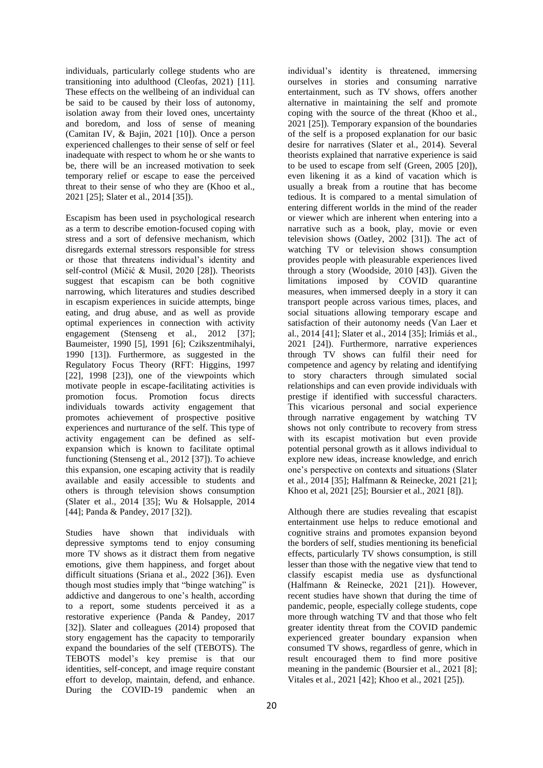individuals, particularly college students who are transitioning into adulthood (Cleofas, 2021) [11]. These effects on the wellbeing of an individual can be said to be caused by their loss of autonomy, isolation away from their loved ones, uncertainty and boredom, and loss of sense of meaning (Camitan IV, & Bajin, 2021 [10]). Once a person experienced challenges to their sense of self or feel inadequate with respect to whom he or she wants to be, there will be an increased motivation to seek temporary relief or escape to ease the perceived threat to their sense of who they are (Khoo et al., 2021 [25]; Slater et al., 2014 [35]).

Escapism has been used in psychological research as a term to describe emotion-focused coping with stress and a sort of defensive mechanism, which disregards external stressors responsible for stress or those that threatens individual's identity and self-control (Mičić & Musil, 2020 [28]). Theorists suggest that escapism can be both cognitive narrowing, which literatures and studies described in escapism experiences in suicide attempts, binge eating, and drug abuse, and as well as provide optimal experiences in connection with activity engagement (Stenseng et al., 2012 [37]; Baumeister, 1990 [5], 1991 [6]; Czikszentmihalyi, 1990 [13]). Furthermore, as suggested in the Regulatory Focus Theory (RFT: Higgins, 1997 [22], 1998 [23]), one of the viewpoints which motivate people in escape-facilitating activities is promotion focus. Promotion focus directs individuals towards activity engagement that promotes achievement of prospective positive experiences and nurturance of the self. This type of activity engagement can be defined as self-expansion which is known to facilitate optimal functioning (Stenseng et al., 2012 [37]). To achieve this expansion, one escaping activity that is readily available and easily accessible to students and others is through television shows consumption (Slater et al., 2014 [35]; Wu & Holsapple, 2014 [44]; Panda & Pandey, 2017 [32]).

Studies have shown that individuals with depressive symptoms tend to enjoy consuming more TV shows as it distract them from negative emotions, give them happiness, and forget about difficult situations (Sriana et al., 2022 [36]). Even though most studies imply that "binge watching" is addictive and dangerous to one's health, according to a report, some students perceived it as a restorative experience (Panda & Pandey, 2017 [32]). Slater and colleagues (2014) proposed that story engagement has the capacity to temporarily expand the boundaries of the self (TEBOTS). The TEBOTS model's key premise is that our identities, self-concept, and image require constant effort to develop, maintain, defend, and enhance. During the COVID-19 pandemic when an individual's identity is threatened, immersing ourselves in stories and consuming narrative entertainment, such as TV shows, offers another alternative in maintaining the self and promote coping with the source of the threat (Khoo et al., 2021 [25]). Temporary expansion of the boundaries of the self is a proposed explanation for our basic desire for narratives (Slater et al., 2014). Several theorists explained that narrative experience is said to be used to escape from self (Green, 2005 [20]), even likening it as a kind of vacation which is usually a break from a routine that has become tedious. It is compared to a mental simulation of entering different worlds in the mind of the reader or viewer which are inherent when entering into a narrative such as a book, play, movie or even television shows (Oatley, 2002 [31]). The act of watching TV or television shows consumption provides people with pleasurable experiences lived through a story (Woodside, 2010 [43]). Given the limitations imposed by COVID quarantine measures, when immersed deeply in a story it can transport people across various times, places, and social situations allowing temporary escape and satisfaction of their autonomy needs (Van Laer et al., 2014 [41]; Slater et al., 2014 [35]; Irimiás et al., 2021 [24]). Furthermore, narrative experiences through TV shows can fulfil their need for competence and agency by relating and identifying to story characters through simulated social relationships and can even provide individuals with prestige if identified with successful characters. This vicarious personal and social experience through narrative engagement by watching TV shows not only contribute to recovery from stress with its escapist motivation but even provide potential personal growth as it allows individual to explore new ideas, increase knowledge, and enrich one's perspective on contexts and situations (Slater et al., 2014 [35]; Halfmann & Reinecke, 2021 [21]; Khoo et al, 2021 [25]; Boursier et al., 2021 [8]).

Although there are studies revealing that escapist entertainment use helps to reduce emotional and cognitive strains and promotes expansion beyond the borders of self, studies mentioning its beneficial effects, particularly TV shows consumption, is still lesser than those with the negative view that tend to classify escapist media use as dysfunctional (Halfmann & Reinecke, 2021 [21]). However, recent studies have shown that during the time of pandemic, people, especially college students, cope more through watching TV and that those who felt greater identity threat from the COVID pandemic experienced greater boundary expansion when consumed TV shows, regardless of genre, which in result encouraged them to find more positive meaning in the pandemic (Boursier et al., 2021 [8]; Vitales et al., 2021 [42]; Khoo et al., 2021 [25]).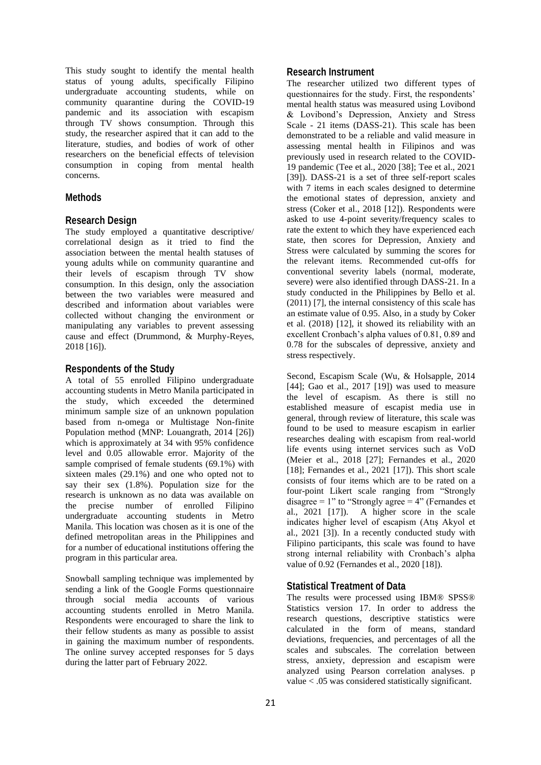This study sought to identify the mental health status of young adults, specifically Filipino undergraduate accounting students, while on community quarantine during the COVID-19 pandemic and its association with escapism through TV shows consumption. Through this study, the researcher aspired that it can add to the literature, studies, and bodies of work of other researchers on the beneficial effects of television consumption in coping from mental health concerns.

## Methods

### Research Design

The study employed a quantitative descriptive/ correlational design as it tried to find the association between the mental health statuses of young adults while on community quarantine and their levels of escapism through TV show consumption. In this design, only the association between the two variables were measured and described and information about variables were collected without changing the environment or manipulating any variables to prevent assessing cause and effect (Drummond, & Murphy-Reyes, 2018 [16]).

### Respondents of the Study

A total of 55 enrolled Filipino undergraduate accounting students in Metro Manila participated in the study, which exceeded the determined minimum sample size of an unknown population based from n-omega or Multistage Non-finite Population method (MNP: Louangrath, 2014 [26]) which is approximately at 34 with 95% confidence level and 0.05 allowable error. Majority of the sample comprised of female students (69.1%) with sixteen males (29.1%) and one who opted not to say their sex (1.8%). Population size for the research is unknown as no data was available on the precise number of enrolled Filipino undergraduate accounting students in Metro Manila. This location was chosen as it is one of the defined metropolitan areas in the Philippines and for a number of educational institutions offering the program in this particular area.

Snowball sampling technique was implemented by sending a link of the Google Forms questionnaire through social media accounts of various accounting students enrolled in Metro Manila. Respondents were encouraged to share the link to their fellow students as many as possible to assist in gaining the maximum number of respondents. The online survey accepted responses for 5 days during the latter part of February 2022.

### Research Instrument

The researcher utilized two different types of questionnaires for the study. First, the respondents' mental health status was measured using Lovibond & Lovibond's Depression, Anxiety and Stress Scale - 21 items (DASS-21). This scale has been demonstrated to be a reliable and valid measure in assessing mental health in Filipinos and was previously used in research related to the COVID-19 pandemic (Tee et al., 2020 [38]; Tee et al., 2021 [39]). DASS-21 is a set of three self-report scales with 7 items in each scales designed to determine the emotional states of depression, anxiety and stress (Coker et al., 2018 [12]). Respondents were asked to use 4-point severity/frequency scales to rate the extent to which they have experienced each state, then scores for Depression, Anxiety and Stress were calculated by summing the scores for the relevant items. Recommended cut-offs for conventional severity labels (normal, moderate, severe) were also identified through DASS-21. In a study conducted in the Philippines by Bello et al. (2011) [7], the internal consistency of this scale has an estimate value of 0.95. Also, in a study by Coker et al. (2018) [12], it showed its reliability with an excellent Cronbach's alpha values of 0.81, 0.89 and 0.78 for the subscales of depressive, anxiety and stress respectively.

Second, Escapism Scale (Wu, & Holsapple, 2014 [44]; Gao et al., 2017 [19]) was used to measure the level of escapism. As there is still no established measure of escapist media use in general, through review of literature, this scale was found to be used to measure escapism in earlier researches dealing with escapism from real-world life events using internet services such as VoD (Meier et al., 2018 [27]; Fernandes et al., 2020 [18]; Fernandes et al., 2021 [17]). This short scale consists of four items which are to be rated on a four-point Likert scale ranging from "Strongly disagree = 1" to "Strongly agree = 4" (Fernandes et al., 2021 [17]). A higher score in the scale indicates higher level of escapism (Atış Akyol et al., 2021 [3]). In a recently conducted study with Filipino participants, this scale was found to have strong internal reliability with Cronbach's alpha value of 0.92 (Fernandes et al., 2020 [18]).

### Statistical Treatment of Data

The results were processed using IBM® SPSS® Statistics version 17. In order to address the research questions, descriptive statistics were calculated in the form of means, standard deviations, frequencies, and percentages of all the scales and subscales. The correlation between stress, anxiety, depression and escapism were analyzed using Pearson correlation analyses. p value $< .05$ was considered statistically significant.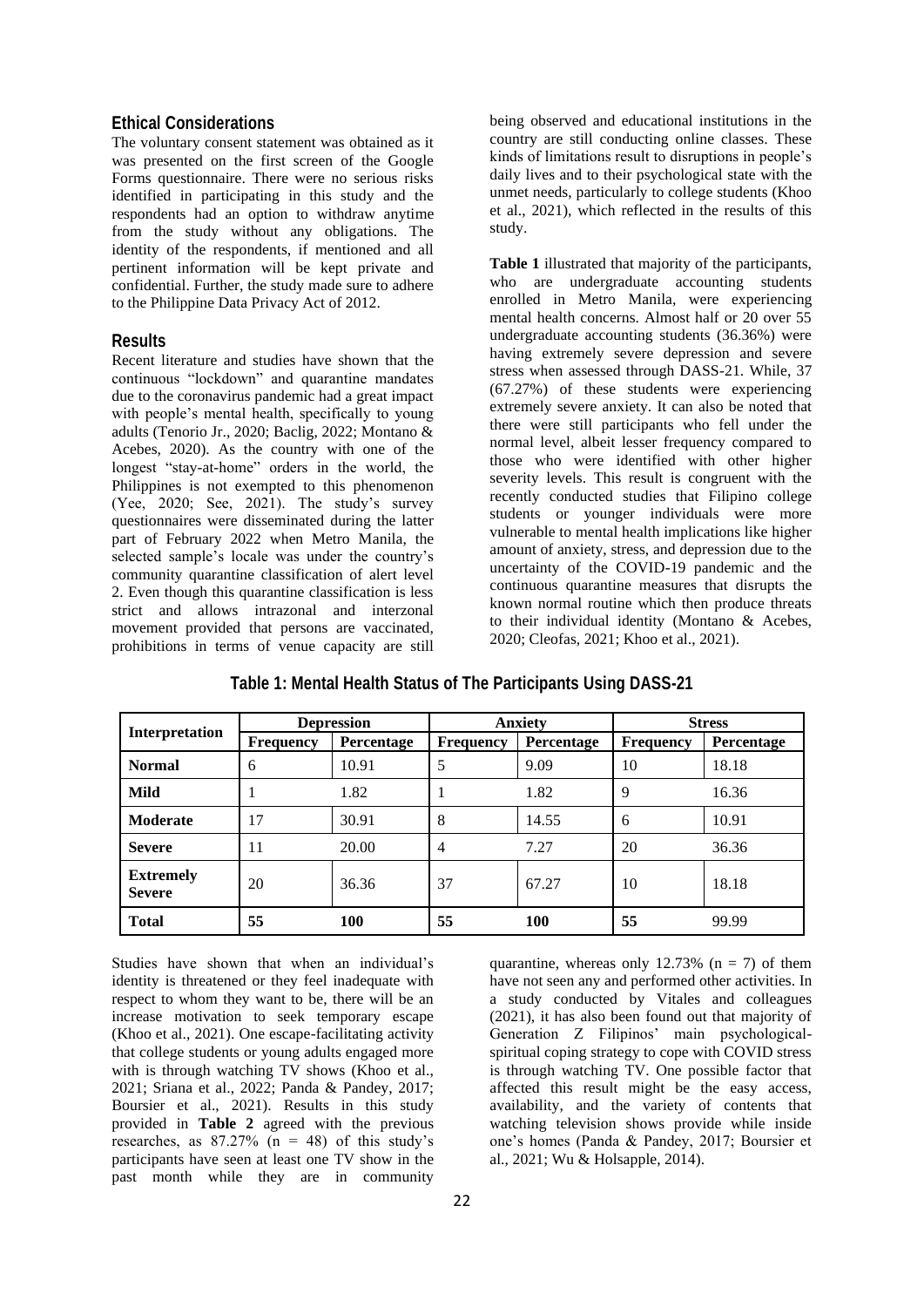## Ethical Considerations

The voluntary consent statement was obtained as it was presented on the first screen of the Google Forms questionnaire. There were no serious risks identified in participating in this study and the respondents had an option to withdraw anytime from the study without any obligations. The identity of the respondents, if mentioned and all pertinent information will be kept private and confidential. Further, the study made sure to adhere to the Philippine Data Privacy Act of 2012.

## Results

Recent literature and studies have shown that the continuous "lockdown" and quarantine mandates due to the coronavirus pandemic had a great impact with people's mental health, specifically to young adults (Tenorio Jr., 2020; Baclig, 2022; Montano & Acebes, 2020). As the country with one of the longest "stay-at-home" orders in the world, the Philippines is not exempted to this phenomenon (Yee, 2020; See, 2021). The study's survey questionnaires were disseminated during the latter part of February 2022 when Metro Manila, the selected sample's locale was under the country's community quarantine classification of alert level 2. Even though this quarantine classification is less strict and allows intrazonal and interzonal movement provided that persons are vaccinated, prohibitions in terms of venue capacity are still being observed and educational institutions in the country are still conducting online classes. These kinds of limitations result to disruptions in people's daily lives and to their psychological state with the unmet needs, particularly to college students (Khoo et al., 2021), which reflected in the results of this study.

**Table 1** illustrated that majority of the participants, who are undergraduate accounting students enrolled in Metro Manila, were experiencing mental health concerns. Almost half or 20 over 55 undergraduate accounting students (36.36%) were having extremely severe depression and severe stress when assessed through DASS-21. While, 37 (67.27%) of these students were experiencing extremely severe anxiety. It can also be noted that there were still participants who fell under the normal level, albeit lesser frequency compared to those who were identified with other higher severity levels. This result is congruent with the recently conducted studies that Filipino college students or younger individuals were more vulnerable to mental health implications like higher amount of anxiety, stress, and depression due to the uncertainty of the COVID-19 pandemic and the continuous quarantine measures that disrupts the known normal routine which then produce threats to their individual identity (Montano & Acebes, 2020; Cleofas, 2021; Khoo et al., 2021).

**Table 1: Mental Health Status of The Participants Using DASS-21**

| Interpretation | Depression | | Anxiety | | Stress | |
|---|---|---|---|---|---|---|
| | Frequency | Percentage | Frequency | Percentage | Frequency | Percentage |
| **Normal** | 6 | 10.91 | 5 | 9.09 | 10 | 18.18 |
| **Mild** | 1 | 1.82 | 1 | 1.82 | 9 | 16.36 |
| **Moderate** | 17 | 30.91 | 8 | 14.55 | 6 | 10.91 |
| **Severe** | 11 | 20.00 | 4 | 7.27 | 20 | 36.36 |
| **Extremely Severe** | 20 | 36.36 | 37 | 67.27 | 10 | 18.18 |
| **Total** | **55** | **100** | **55** | **100** | **55** | 99.99 |

Studies have shown that when an individual's identity is threatened or they feel inadequate with respect to whom they want to be, there will be an increase motivation to seek temporary escape (Khoo et al., 2021). One escape-facilitating activity that college students or young adults engaged more with is through watching TV shows (Khoo et al., 2021; Sriana et al., 2022; Panda & Pandey, 2017; Boursier et al., 2021). Results in this study provided in **Table 2** agreed with the previous researches, as 87.27% (n = 48) of this study's participants have seen at least one TV show in the past month while they are in community quarantine, whereas only 12.73% (n = 7) of them have not seen any and performed other activities. In a study conducted by Vitales and colleagues (2021), it has also been found out that majority of Generation Z Filipinos' main psychological-spiritual coping strategy to cope with COVID stress is through watching TV. One possible factor that affected this result might be the easy access, availability, and the variety of contents that watching television shows provide while inside one's homes (Panda & Pandey, 2017; Boursier et al., 2021; Wu & Holsapple, 2014).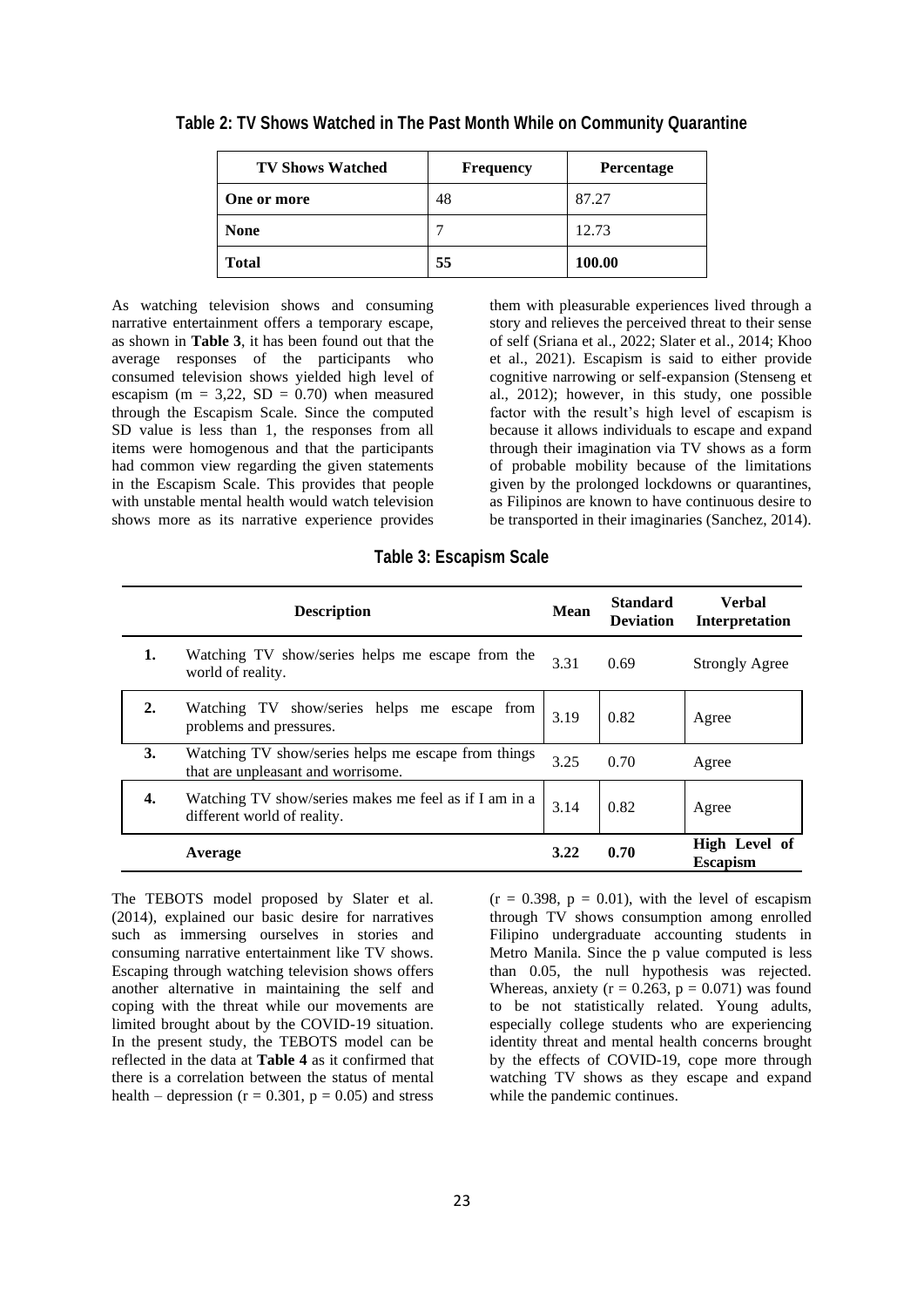**Table 2: TV Shows Watched in The Past Month While on Community Quarantine**

| TV Shows Watched | Frequency | Percentage |
|---|---|---|
| **One or more** | 48 | 87.27 |
| **None** | 7 | 12.73 |
| **Total** | **55** | **100.00** |

As watching television shows and consuming narrative entertainment offers a temporary escape, as shown in **Table 3**, it has been found out that the average responses of the participants who consumed television shows yielded high level of escapism ($m = 3{,}22$, $SD = 0.70$) when measured through the Escapism Scale. Since the computed SD value is less than 1, the responses from all items were homogenous and that the participants had common view regarding the given statements in the Escapism Scale. This provides that people with unstable mental health would watch television shows more as its narrative experience provides them with pleasurable experiences lived through a story and relieves the perceived threat to their sense of self (Sriana et al., 2022; Slater et al., 2014; Khoo et al., 2021). Escapism is said to either provide cognitive narrowing or self-expansion (Stenseng et al., 2012); however, in this study, one possible factor with the result's high level of escapism is because it allows individuals to escape and expand through their imagination via TV shows as a form of probable mobility because of the limitations given by the prolonged lockdowns or quarantines, as Filipinos are known to have continuous desire to be transported in their imaginaries (Sanchez, 2014).

**Table 3: Escapism Scale**

| | Description | Mean | Standard Deviation | Verbal Interpretation |
|---|---|---|---|---|
| **1.** | Watching TV show/series helps me escape from the world of reality. | 3.31 | 0.69 | Strongly Agree |
| **2.** | Watching TV show/series helps me escape from problems and pressures. | 3.19 | 0.82 | Agree |
| **3.** | Watching TV show/series helps me escape from things that are unpleasant and worrisome. | 3.25 | 0.70 | Agree |
| **4.** | Watching TV show/series makes me feel as if I am in a different world of reality. | 3.14 | 0.82 | Agree |
| | **Average** | **3.22** | **0.70** | **High Level of Escapism** |

The TEBOTS model proposed by Slater et al. (2014), explained our basic desire for narratives such as immersing ourselves in stories and consuming narrative entertainment like TV shows. Escaping through watching television shows offers another alternative in maintaining the self and coping with the threat while our movements are limited brought about by the COVID-19 situation. In the present study, the TEBOTS model can be reflected in the data at **Table 4** as it confirmed that there is a correlation between the status of mental health – depression ($r = 0.301$, $p = 0.05$) and stress ($r = 0.398$, $p = 0.01$), with the level of escapism through TV shows consumption among enrolled Filipino undergraduate accounting students in Metro Manila. Since the p value computed is less than 0.05, the null hypothesis was rejected. Whereas, anxiety ($r = 0.263$, $p = 0.071$) was found to be not statistically related. Young adults, especially college students who are experiencing identity threat and mental health concerns brought by the effects of COVID-19, cope more through watching TV shows as they escape and expand while the pandemic continues.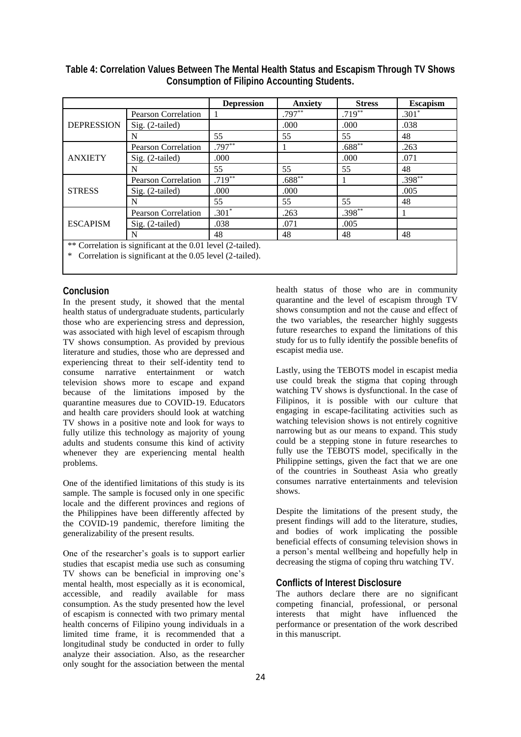**Table 4: Correlation Values Between The Mental Health Status and Escapism Through TV Shows Consumption of Filipino Accounting Students.**

| | | Depression | Anxiety | Stress | Escapism |
|---|---|---|---|---|---|
| DEPRESSION | Pearson Correlation | 1 | .797** | .719** | .301* |
| | Sig. (2-tailed) | | .000 | .000 | .038 |
| | N | 55 | 55 | 55 | 48 |
| ANXIETY | Pearson Correlation | .797** | 1 | .688** | .263 |
| | Sig. (2-tailed) | .000 | | .000 | .071 |
| | N | 55 | 55 | 55 | 48 |
| STRESS | Pearson Correlation | .719** | .688** | 1 | .398** |
| | Sig. (2-tailed) | .000 | .000 | | .005 |
| | N | 55 | 55 | 55 | 48 |
| ESCAPISM | Pearson Correlation | .301* | .263 | .398** | 1 |
| | Sig. (2-tailed) | .038 | .071 | .005 | |
| | N | 48 | 48 | 48 | 48 |

** Correlation is significant at the 0.01 level (2-tailed).
* Correlation is significant at the 0.05 level (2-tailed).

## Conclusion

In the present study, it showed that the mental health status of undergraduate students, particularly those who are experiencing stress and depression, was associated with high level of escapism through TV shows consumption. As provided by previous literature and studies, those who are depressed and experiencing threat to their self-identity tend to consume narrative entertainment or watch television shows more to escape and expand because of the limitations imposed by the quarantine measures due to COVID-19. Educators and health care providers should look at watching TV shows in a positive note and look for ways to fully utilize this technology as majority of young adults and students consume this kind of activity whenever they are experiencing mental health problems.

One of the identified limitations of this study is its sample. The sample is focused only in one specific locale and the different provinces and regions of the Philippines have been differently affected by the COVID-19 pandemic, therefore limiting the generalizability of the present results.

One of the researcher's goals is to support earlier studies that escapist media use such as consuming TV shows can be beneficial in improving one's mental health, most especially as it is economical, accessible, and readily available for mass consumption. As the study presented how the level of escapism is connected with two primary mental health concerns of Filipino young individuals in a limited time frame, it is recommended that a longitudinal study be conducted in order to fully analyze their association. Also, as the researcher only sought for the association between the mental health status of those who are in community quarantine and the level of escapism through TV shows consumption and not the cause and effect of the two variables, the researcher highly suggests future researches to expand the limitations of this study for us to fully identify the possible benefits of escapist media use.

Lastly, using the TEBOTS model in escapist media use could break the stigma that coping through watching TV shows is dysfunctional. In the case of Filipinos, it is possible with our culture that engaging in escape-facilitating activities such as watching television shows is not entirely cognitive narrowing but as our means to expand. This study could be a stepping stone in future researches to fully use the TEBOTS model, specifically in the Philippine settings, given the fact that we are one of the countries in Southeast Asia who greatly consumes narrative entertainments and television shows.

Despite the limitations of the present study, the present findings will add to the literature, studies, and bodies of work implicating the possible beneficial effects of consuming television shows in a person's mental wellbeing and hopefully help in decreasing the stigma of coping thru watching TV.

## Conflicts of Interest Disclosure

The authors declare there are no significant competing financial, professional, or personal interests that might have influenced the performance or presentation of the work described in this manuscript.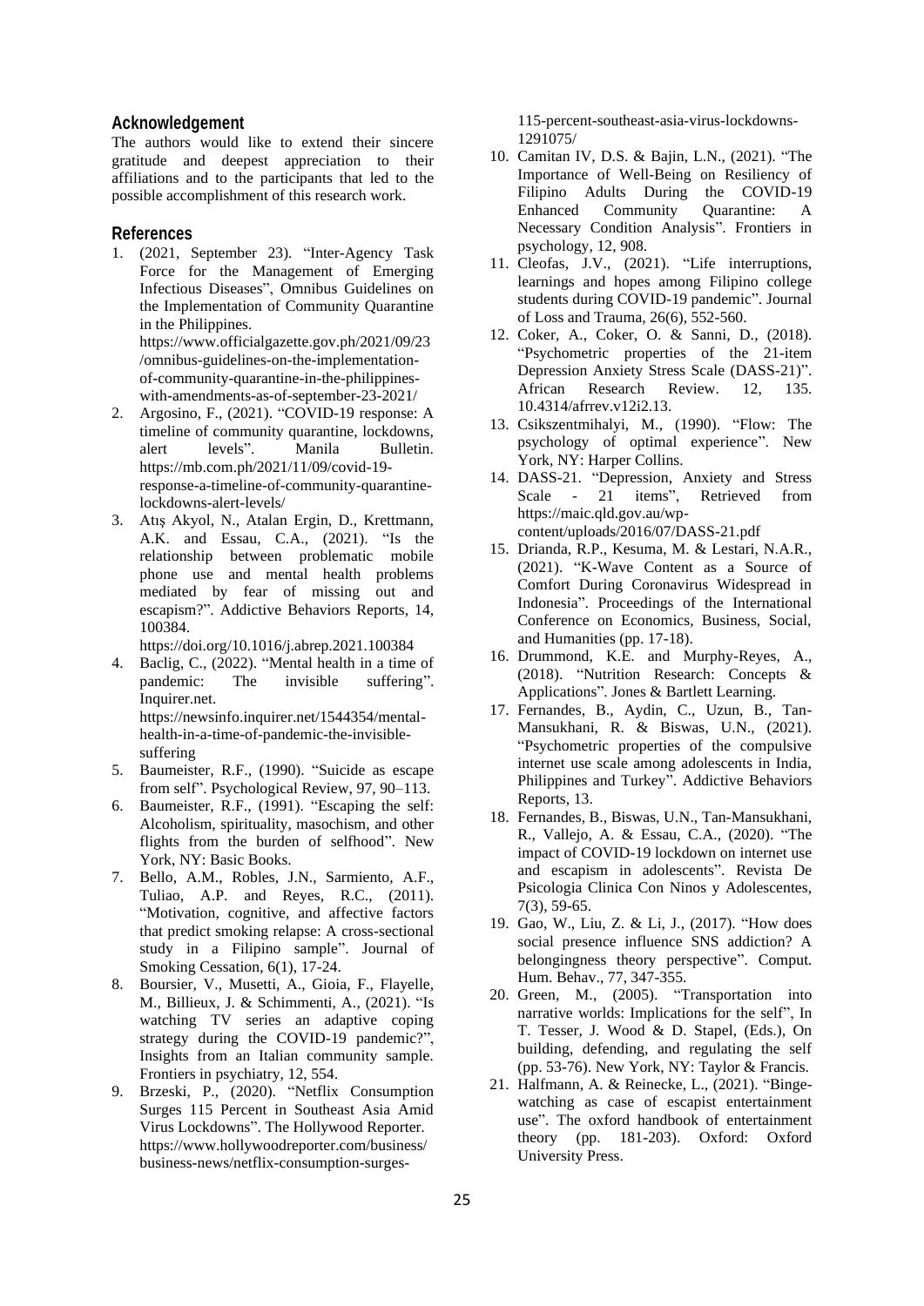## Acknowledgement

The authors would like to extend their sincere gratitude and deepest appreciation to their affiliations and to the participants that led to the possible accomplishment of this research work.

## References

1. (2021, September 23). "Inter-Agency Task Force for the Management of Emerging Infectious Diseases", Omnibus Guidelines on the Implementation of Community Quarantine in the Philippines. https://www.officialgazette.gov.ph/2021/09/23/omnibus-guidelines-on-the-implementation-of-community-quarantine-in-the-philippines-with-amendments-as-of-september-23-2021/
2. Argosino, F., (2021). "COVID-19 response: A timeline of community quarantine, lockdowns, alert levels". Manila Bulletin. https://mb.com.ph/2021/11/09/covid-19-response-a-timeline-of-community-quarantine-lockdowns-alert-levels/
3. Atış Akyol, N., Atalan Ergin, D., Krettmann, A.K. and Essau, C.A., (2021). "Is the relationship between problematic mobile phone use and mental health problems mediated by fear of missing out and escapism?". Addictive Behaviors Reports, 14, 100384. https://doi.org/10.1016/j.abrep.2021.100384
4. Baclig, C., (2022). "Mental health in a time of pandemic: The invisible suffering". Inquirer.net. https://newsinfo.inquirer.net/1544354/mental-health-in-a-time-of-pandemic-the-invisible-suffering
5. Baumeister, R.F., (1990). "Suicide as escape from self". Psychological Review, 97, 90–113.
6. Baumeister, R.F., (1991). "Escaping the self: Alcoholism, spirituality, masochism, and other flights from the burden of selfhood". New York, NY: Basic Books.
7. Bello, A.M., Robles, J.N., Sarmiento, A.F., Tuliao, A.P. and Reyes, R.C., (2011). "Motivation, cognitive, and affective factors that predict smoking relapse: A cross-sectional study in a Filipino sample". Journal of Smoking Cessation, 6(1), 17-24.
8. Boursier, V., Musetti, A., Gioia, F., Flayelle, M., Billieux, J. & Schimmenti, A., (2021). "Is watching TV series an adaptive coping strategy during the COVID-19 pandemic?", Insights from an Italian community sample. Frontiers in psychiatry, 12, 554.
9. Brzeski, P., (2020). "Netflix Consumption Surges 115 Percent in Southeast Asia Amid Virus Lockdowns". The Hollywood Reporter. https://www.hollywoodreporter.com/business/business-news/netflix-consumption-surges-115-percent-southeast-asia-virus-lockdowns-1291075/
10. Camitan IV, D.S. & Bajin, L.N., (2021). "The Importance of Well-Being on Resiliency of Filipino Adults During the COVID-19 Enhanced Community Quarantine: A Necessary Condition Analysis". Frontiers in psychology, 12, 908.
11. Cleofas, J.V., (2021). "Life interruptions, learnings and hopes among Filipino college students during COVID-19 pandemic". Journal of Loss and Trauma, 26(6), 552-560.
12. Coker, A., Coker, O. & Sanni, D., (2018). "Psychometric properties of the 21-item Depression Anxiety Stress Scale (DASS-21)". African Research Review. 12, 135. 10.4314/afrrev.v12i2.13.
13. Csikszentmihalyi, M., (1990). "Flow: The psychology of optimal experience". New York, NY: Harper Collins.
14. DASS-21. "Depression, Anxiety and Stress Scale - 21 items", Retrieved from https://maic.qld.gov.au/wp-content/uploads/2016/07/DASS-21.pdf
15. Drianda, R.P., Kesuma, M. & Lestari, N.A.R., (2021). "K-Wave Content as a Source of Comfort During Coronavirus Widespread in Indonesia". Proceedings of the International Conference on Economics, Business, Social, and Humanities (pp. 17-18).
16. Drummond, K.E. and Murphy-Reyes, A., (2018). "Nutrition Research: Concepts & Applications". Jones & Bartlett Learning.
17. Fernandes, B., Aydin, C., Uzun, B., Tan-Mansukhani, R. & Biswas, U.N., (2021). "Psychometric properties of the compulsive internet use scale among adolescents in India, Philippines and Turkey". Addictive Behaviors Reports, 13.
18. Fernandes, B., Biswas, U.N., Tan-Mansukhani, R., Vallejo, A. & Essau, C.A., (2020). "The impact of COVID-19 lockdown on internet use and escapism in adolescents". Revista De Psicologia Clinica Con Ninos y Adolescentes, 7(3), 59-65.
19. Gao, W., Liu, Z. & Li, J., (2017). "How does social presence influence SNS addiction? A belongingness theory perspective". Comput. Hum. Behav., 77, 347-355.
20. Green, M., (2005). "Transportation into narrative worlds: Implications for the self", In T. Tesser, J. Wood & D. Stapel, (Eds.), On building, defending, and regulating the self (pp. 53-76). New York, NY: Taylor & Francis.
21. Halfmann, A. & Reinecke, L., (2021). "Binge-watching as case of escapist entertainment use". The oxford handbook of entertainment theory (pp. 181-203). Oxford: Oxford University Press.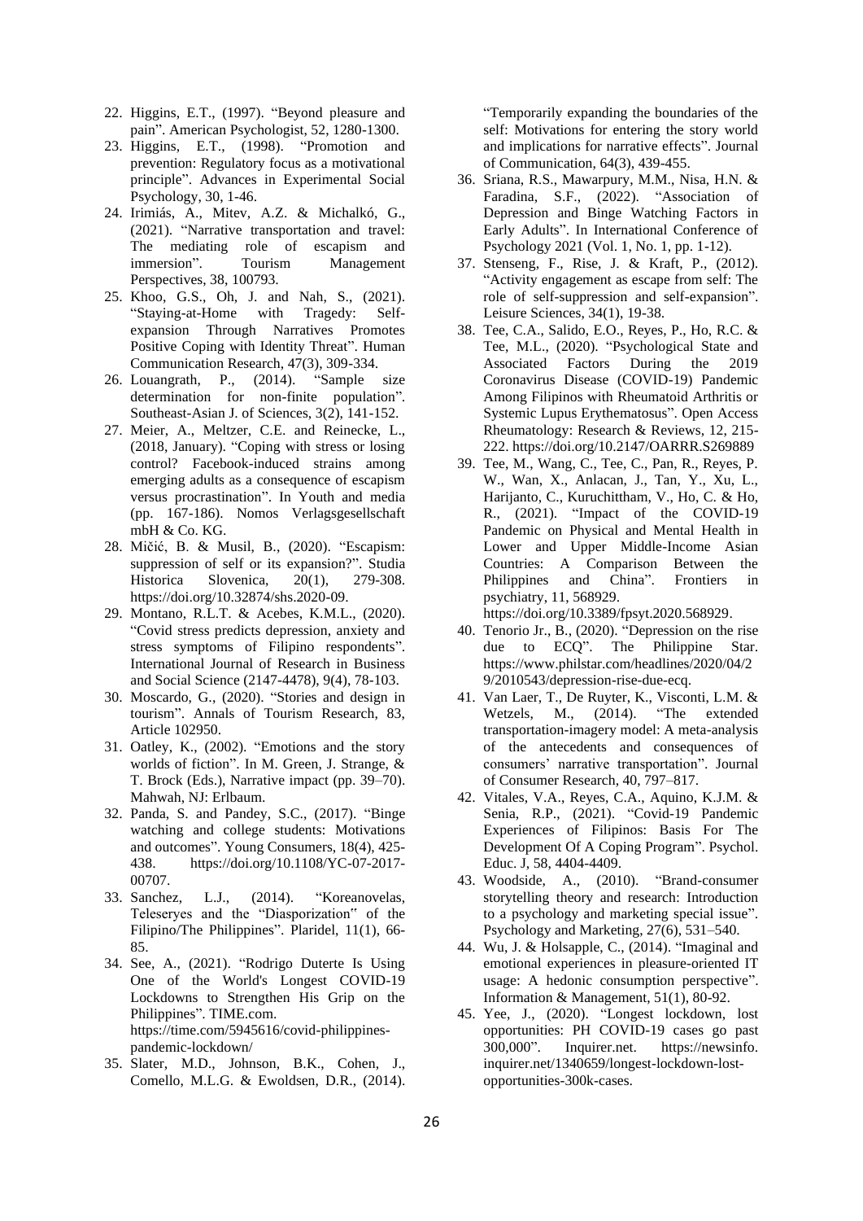22. Higgins, E.T., (1997). "Beyond pleasure and pain". American Psychologist, 52, 1280-1300.
23. Higgins, E.T., (1998). "Promotion and prevention: Regulatory focus as a motivational principle". Advances in Experimental Social Psychology, 30, 1-46.
24. Irimiás, A., Mitev, A.Z. & Michalkó, G., (2021). "Narrative transportation and travel: The mediating role of escapism and immersion". Tourism Management Perspectives, 38, 100793.
25. Khoo, G.S., Oh, J. and Nah, S., (2021). "Staying-at-Home with Tragedy: Self-expansion Through Narratives Promotes Positive Coping with Identity Threat". Human Communication Research, 47(3), 309-334.
26. Louangrath, P., (2014). "Sample size determination for non-finite population". Southeast-Asian J. of Sciences, 3(2), 141-152.
27. Meier, A., Meltzer, C.E. and Reinecke, L., (2018, January). "Coping with stress or losing control? Facebook-induced strains among emerging adults as a consequence of escapism versus procrastination". In Youth and media (pp. 167-186). Nomos Verlagsgesellschaft mbH & Co. KG.
28. Mičić, B. & Musil, B., (2020). "Escapism: suppression of self or its expansion?". Studia Historica Slovenica, 20(1), 279-308. https://doi.org/10.32874/shs.2020-09.
29. Montano, R.L.T. & Acebes, K.M.L., (2020). "Covid stress predicts depression, anxiety and stress symptoms of Filipino respondents". International Journal of Research in Business and Social Science (2147-4478), 9(4), 78-103.
30. Moscardo, G., (2020). "Stories and design in tourism". Annals of Tourism Research, 83, Article 102950.
31. Oatley, K., (2002). "Emotions and the story worlds of fiction". In M. Green, J. Strange, & T. Brock (Eds.), Narrative impact (pp. 39–70). Mahwah, NJ: Erlbaum.
32. Panda, S. and Pandey, S.C., (2017). "Binge watching and college students: Motivations and outcomes". Young Consumers, 18(4), 425-438. https://doi.org/10.1108/YC-07-2017-00707.
33. Sanchez, L.J., (2014). "Koreanovelas, Teleseryes and the "Diasporization" of the Filipino/The Philippines". Plaridel, 11(1), 66-85.
34. See, A., (2021). "Rodrigo Duterte Is Using One of the World's Longest COVID-19 Lockdowns to Strengthen His Grip on the Philippines". TIME.com. https://time.com/5945616/covid-philippines-pandemic-lockdown/
35. Slater, M.D., Johnson, B.K., Cohen, J., Comello, M.L.G. & Ewoldsen, D.R., (2014). "Temporarily expanding the boundaries of the self: Motivations for entering the story world and implications for narrative effects". Journal of Communication, 64(3), 439-455.
36. Sriana, R.S., Mawarpury, M.M., Nisa, H.N. & Faradina, S.F., (2022). "Association of Depression and Binge Watching Factors in Early Adults". In International Conference of Psychology 2021 (Vol. 1, No. 1, pp. 1-12).
37. Stenseng, F., Rise, J. & Kraft, P., (2012). "Activity engagement as escape from self: The role of self-suppression and self-expansion". Leisure Sciences, 34(1), 19-38.
38. Tee, C.A., Salido, E.O., Reyes, P., Ho, R.C. & Tee, M.L., (2020). "Psychological State and Associated Factors During the 2019 Coronavirus Disease (COVID-19) Pandemic Among Filipinos with Rheumatoid Arthritis or Systemic Lupus Erythematosus". Open Access Rheumatology: Research & Reviews, 12, 215-222. https://doi.org/10.2147/OARRR.S269889
39. Tee, M., Wang, C., Tee, C., Pan, R., Reyes, P. W., Wan, X., Anlacan, J., Tan, Y., Xu, L., Harijanto, C., Kuruchittham, V., Ho, C. & Ho, R., (2021). "Impact of the COVID-19 Pandemic on Physical and Mental Health in Lower and Upper Middle-Income Asian Countries: A Comparison Between the Philippines and China". Frontiers in psychiatry, 11, 568929. https://doi.org/10.3389/fpsyt.2020.568929.
40. Tenorio Jr., B., (2020). "Depression on the rise due to ECQ". The Philippine Star. https://www.philstar.com/headlines/2020/04/29/2010543/depression-rise-due-ecq.
41. Van Laer, T., De Ruyter, K., Visconti, L.M. & Wetzels, M., (2014). "The extended transportation-imagery model: A meta-analysis of the antecedents and consequences of consumers' narrative transportation". Journal of Consumer Research, 40, 797–817.
42. Vitales, V.A., Reyes, C.A., Aquino, K.J.M. & Senia, R.P., (2021). "Covid-19 Pandemic Experiences of Filipinos: Basis For The Development Of A Coping Program". Psychol. Educ. J, 58, 4404-4409.
43. Woodside, A., (2010). "Brand-consumer storytelling theory and research: Introduction to a psychology and marketing special issue". Psychology and Marketing, 27(6), 531–540.
44. Wu, J. & Holsapple, C., (2014). "Imaginal and emotional experiences in pleasure-oriented IT usage: A hedonic consumption perspective". Information & Management, 51(1), 80-92.
45. Yee, J., (2020). "Longest lockdown, lost opportunities: PH COVID-19 cases go past 300,000". Inquirer.net. https://newsinfo.inquirer.net/1340659/longest-lockdown-lost-opportunities-300k-cases.